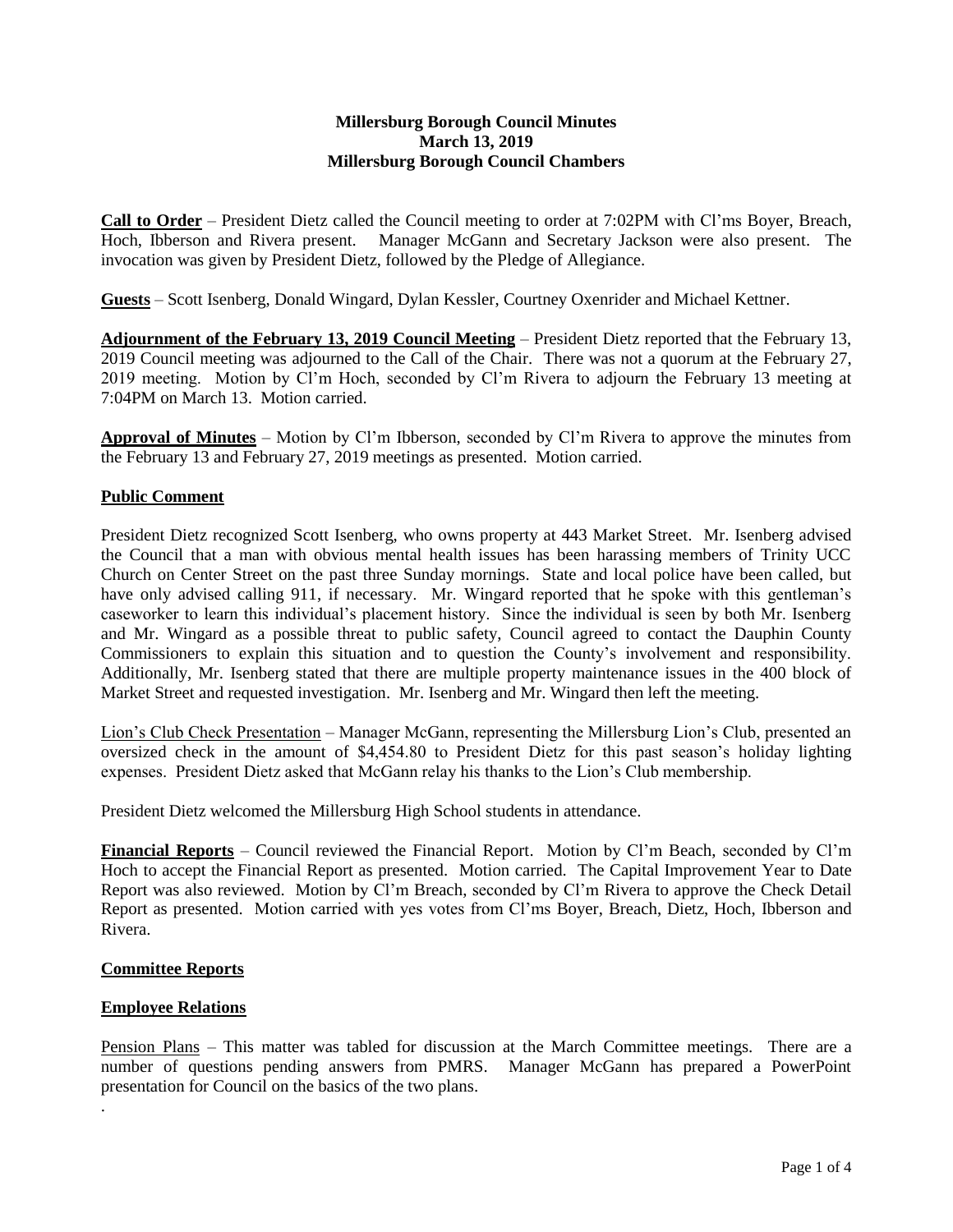**Millersburg Borough Council Minutes**
**March 13, 2019**
**Millersburg Borough Council Chambers**

**Call to Order** – President Dietz called the Council meeting to order at 7:02PM with Cl'ms Boyer, Breach, Hoch, Ibberson and Rivera present. Manager McGann and Secretary Jackson were also present. The invocation was given by President Dietz, followed by the Pledge of Allegiance.

**Guests** – Scott Isenberg, Donald Wingard, Dylan Kessler, Courtney Oxenrider and Michael Kettner.

**Adjournment of the February 13, 2019 Council Meeting** – President Dietz reported that the February 13, 2019 Council meeting was adjourned to the Call of the Chair. There was not a quorum at the February 27, 2019 meeting. Motion by Cl'm Hoch, seconded by Cl'm Rivera to adjourn the February 13 meeting at 7:04PM on March 13. Motion carried.

**Approval of Minutes** – Motion by Cl'm Ibberson, seconded by Cl'm Rivera to approve the minutes from the February 13 and February 27, 2019 meetings as presented. Motion carried.

**Public Comment**

President Dietz recognized Scott Isenberg, who owns property at 443 Market Street. Mr. Isenberg advised the Council that a man with obvious mental health issues has been harassing members of Trinity UCC Church on Center Street on the past three Sunday mornings. State and local police have been called, but have only advised calling 911, if necessary. Mr. Wingard reported that he spoke with this gentleman's caseworker to learn this individual's placement history. Since the individual is seen by both Mr. Isenberg and Mr. Wingard as a possible threat to public safety, Council agreed to contact the Dauphin County Commissioners to explain this situation and to question the County's involvement and responsibility. Additionally, Mr. Isenberg stated that there are multiple property maintenance issues in the 400 block of Market Street and requested investigation. Mr. Isenberg and Mr. Wingard then left the meeting.

Lion's Club Check Presentation – Manager McGann, representing the Millersburg Lion's Club, presented an oversized check in the amount of $4,454.80 to President Dietz for this past season's holiday lighting expenses. President Dietz asked that McGann relay his thanks to the Lion's Club membership.

President Dietz welcomed the Millersburg High School students in attendance.

**Financial Reports** – Council reviewed the Financial Report. Motion by Cl'm Beach, seconded by Cl'm Hoch to accept the Financial Report as presented. Motion carried. The Capital Improvement Year to Date Report was also reviewed. Motion by Cl'm Breach, seconded by Cl'm Rivera to approve the Check Detail Report as presented. Motion carried with yes votes from Cl'ms Boyer, Breach, Dietz, Hoch, Ibberson and Rivera.

**Committee Reports**

**Employee Relations**

Pension Plans – This matter was tabled for discussion at the March Committee meetings. There are a number of questions pending answers from PMRS. Manager McGann has prepared a PowerPoint presentation for Council on the basics of the two plans.

.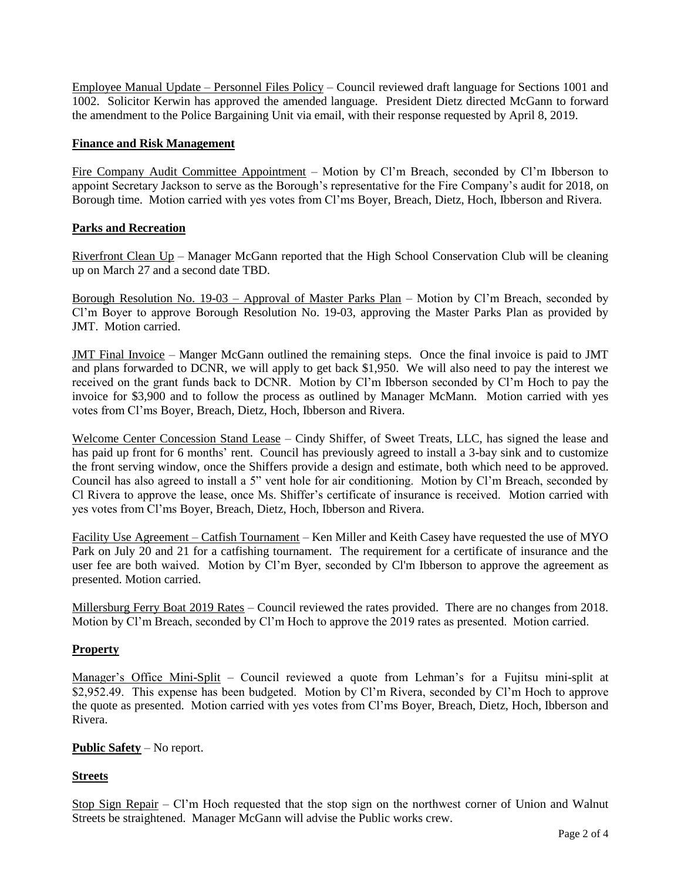Employee Manual Update – Personnel Files Policy – Council reviewed draft language for Sections 1001 and 1002. Solicitor Kerwin has approved the amended language. President Dietz directed McGann to forward the amendment to the Police Bargaining Unit via email, with their response requested by April 8, 2019.

**Finance and Risk Management**

Fire Company Audit Committee Appointment – Motion by Cl'm Breach, seconded by Cl'm Ibberson to appoint Secretary Jackson to serve as the Borough's representative for the Fire Company's audit for 2018, on Borough time. Motion carried with yes votes from Cl'ms Boyer, Breach, Dietz, Hoch, Ibberson and Rivera.

**Parks and Recreation**

Riverfront Clean Up – Manager McGann reported that the High School Conservation Club will be cleaning up on March 27 and a second date TBD.

Borough Resolution No. 19-03 – Approval of Master Parks Plan – Motion by Cl'm Breach, seconded by Cl'm Boyer to approve Borough Resolution No. 19-03, approving the Master Parks Plan as provided by JMT. Motion carried.

JMT Final Invoice – Manger McGann outlined the remaining steps. Once the final invoice is paid to JMT and plans forwarded to DCNR, we will apply to get back $1,950. We will also need to pay the interest we received on the grant funds back to DCNR. Motion by Cl'm Ibberson seconded by Cl'm Hoch to pay the invoice for $3,900 and to follow the process as outlined by Manager McMann. Motion carried with yes votes from Cl'ms Boyer, Breach, Dietz, Hoch, Ibberson and Rivera.

Welcome Center Concession Stand Lease – Cindy Shiffer, of Sweet Treats, LLC, has signed the lease and has paid up front for 6 months' rent. Council has previously agreed to install a 3-bay sink and to customize the front serving window, once the Shiffers provide a design and estimate, both which need to be approved. Council has also agreed to install a 5" vent hole for air conditioning. Motion by Cl'm Breach, seconded by Cl Rivera to approve the lease, once Ms. Shiffer's certificate of insurance is received. Motion carried with yes votes from Cl'ms Boyer, Breach, Dietz, Hoch, Ibberson and Rivera.

Facility Use Agreement – Catfish Tournament – Ken Miller and Keith Casey have requested the use of MYO Park on July 20 and 21 for a catfishing tournament. The requirement for a certificate of insurance and the user fee are both waived. Motion by Cl'm Byer, seconded by Cl'm Ibberson to approve the agreement as presented. Motion carried.

Millersburg Ferry Boat 2019 Rates – Council reviewed the rates provided. There are no changes from 2018. Motion by Cl'm Breach, seconded by Cl'm Hoch to approve the 2019 rates as presented. Motion carried.

**Property**

Manager's Office Mini-Split – Council reviewed a quote from Lehman's for a Fujitsu mini-split at $2,952.49. This expense has been budgeted. Motion by Cl'm Rivera, seconded by Cl'm Hoch to approve the quote as presented. Motion carried with yes votes from Cl'ms Boyer, Breach, Dietz, Hoch, Ibberson and Rivera.

**Public Safety** – No report.

**Streets**

Stop Sign Repair – Cl'm Hoch requested that the stop sign on the northwest corner of Union and Walnut Streets be straightened. Manager McGann will advise the Public works crew.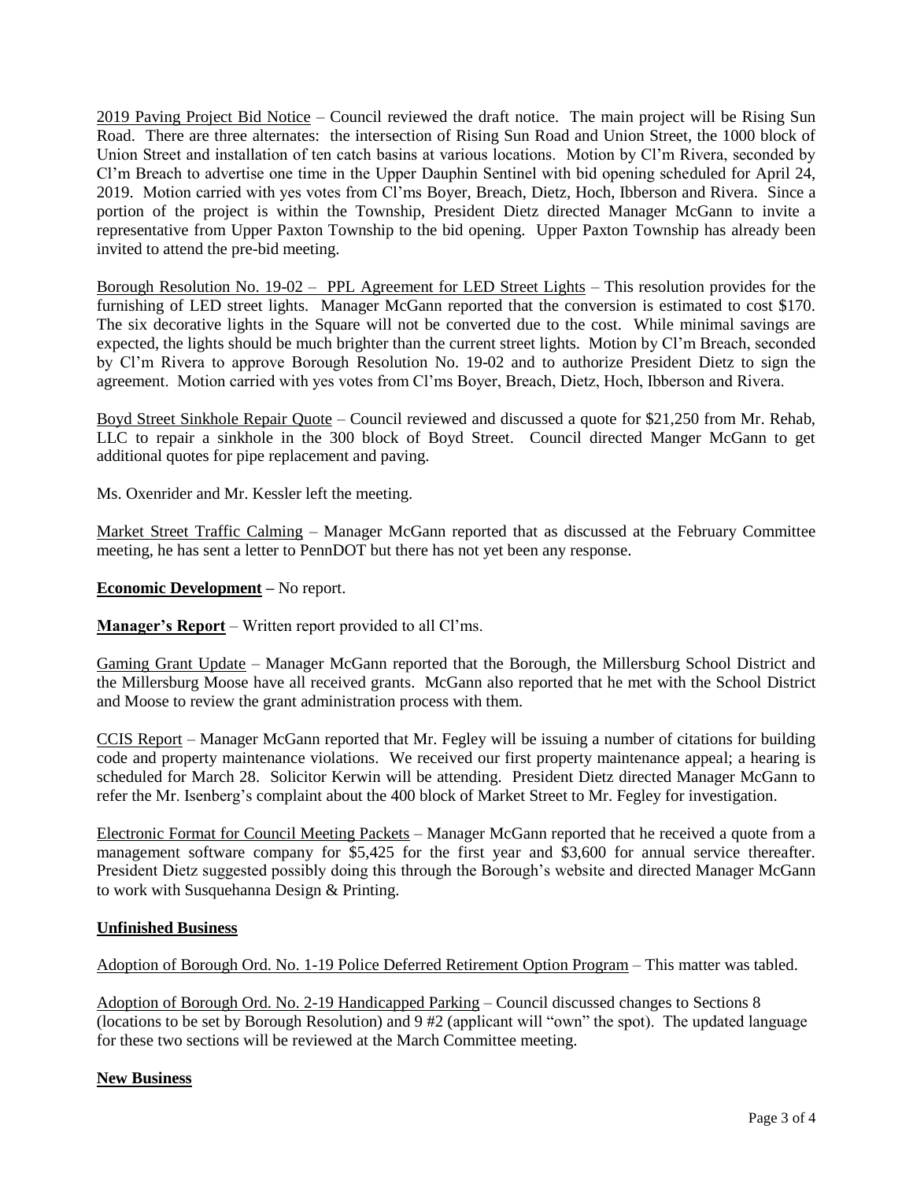2019 Paving Project Bid Notice – Council reviewed the draft notice. The main project will be Rising Sun Road. There are three alternates: the intersection of Rising Sun Road and Union Street, the 1000 block of Union Street and installation of ten catch basins at various locations. Motion by Cl'm Rivera, seconded by Cl'm Breach to advertise one time in the Upper Dauphin Sentinel with bid opening scheduled for April 24, 2019. Motion carried with yes votes from Cl'ms Boyer, Breach, Dietz, Hoch, Ibberson and Rivera. Since a portion of the project is within the Township, President Dietz directed Manager McGann to invite a representative from Upper Paxton Township to the bid opening. Upper Paxton Township has already been invited to attend the pre-bid meeting.

Borough Resolution No. 19-02 – PPL Agreement for LED Street Lights – This resolution provides for the furnishing of LED street lights. Manager McGann reported that the conversion is estimated to cost $170. The six decorative lights in the Square will not be converted due to the cost. While minimal savings are expected, the lights should be much brighter than the current street lights. Motion by Cl'm Breach, seconded by Cl'm Rivera to approve Borough Resolution No. 19-02 and to authorize President Dietz to sign the agreement. Motion carried with yes votes from Cl'ms Boyer, Breach, Dietz, Hoch, Ibberson and Rivera.

Boyd Street Sinkhole Repair Quote – Council reviewed and discussed a quote for $21,250 from Mr. Rehab, LLC to repair a sinkhole in the 300 block of Boyd Street. Council directed Manger McGann to get additional quotes for pipe replacement and paving.

Ms. Oxenrider and Mr. Kessler left the meeting.

Market Street Traffic Calming – Manager McGann reported that as discussed at the February Committee meeting, he has sent a letter to PennDOT but there has not yet been any response.

**Economic Development –** No report.

**Manager's Report** – Written report provided to all Cl'ms.

Gaming Grant Update – Manager McGann reported that the Borough, the Millersburg School District and the Millersburg Moose have all received grants. McGann also reported that he met with the School District and Moose to review the grant administration process with them.

CCIS Report – Manager McGann reported that Mr. Fegley will be issuing a number of citations for building code and property maintenance violations. We received our first property maintenance appeal; a hearing is scheduled for March 28. Solicitor Kerwin will be attending. President Dietz directed Manager McGann to refer the Mr. Isenberg's complaint about the 400 block of Market Street to Mr. Fegley for investigation.

Electronic Format for Council Meeting Packets – Manager McGann reported that he received a quote from a management software company for $5,425 for the first year and $3,600 for annual service thereafter. President Dietz suggested possibly doing this through the Borough's website and directed Manager McGann to work with Susquehanna Design & Printing.

**Unfinished Business**

Adoption of Borough Ord. No. 1-19 Police Deferred Retirement Option Program – This matter was tabled.

Adoption of Borough Ord. No. 2-19 Handicapped Parking – Council discussed changes to Sections 8 (locations to be set by Borough Resolution) and 9 #2 (applicant will "own" the spot). The updated language for these two sections will be reviewed at the March Committee meeting.

**New Business**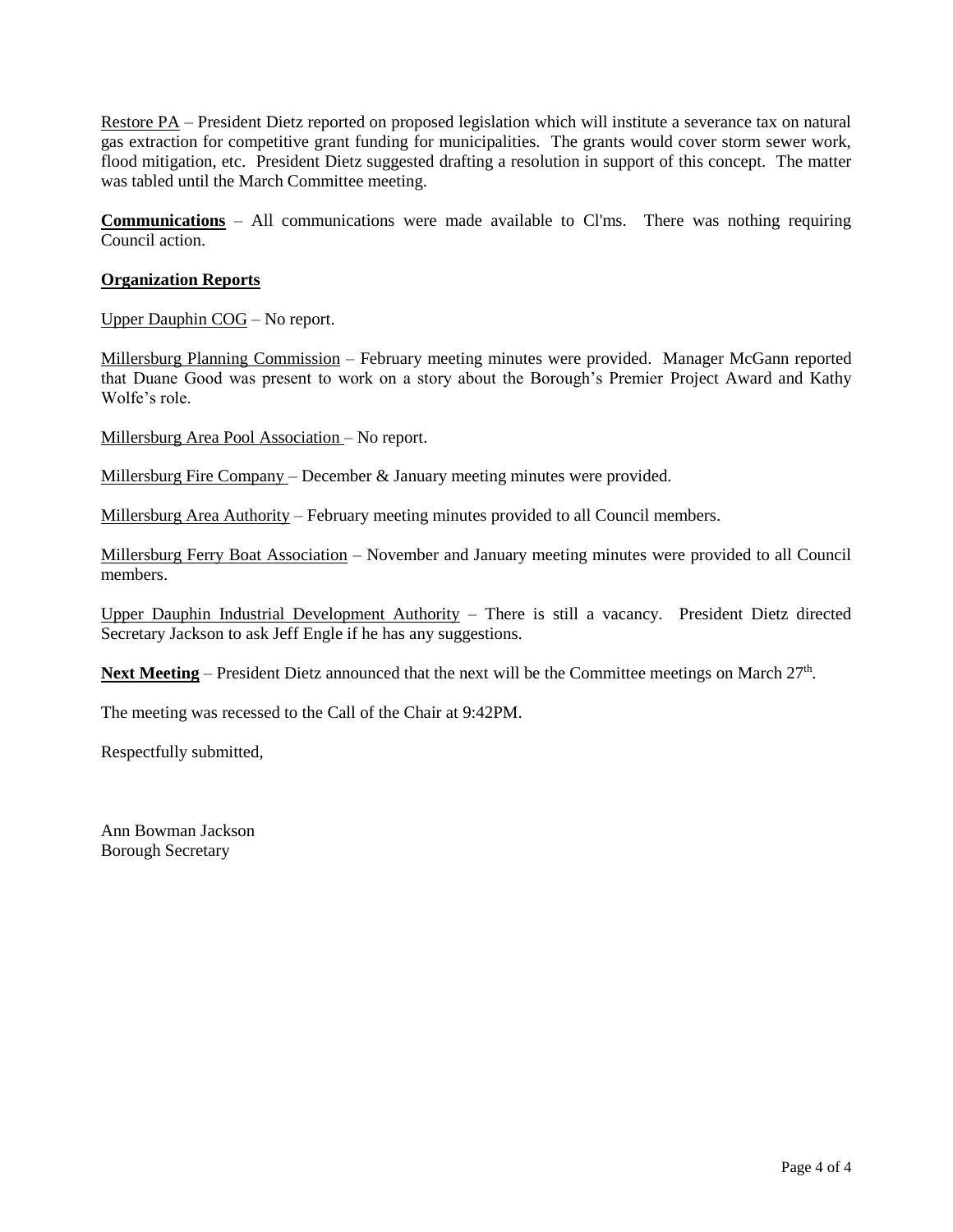Restore PA – President Dietz reported on proposed legislation which will institute a severance tax on natural gas extraction for competitive grant funding for municipalities. The grants would cover storm sewer work, flood mitigation, etc. President Dietz suggested drafting a resolution in support of this concept. The matter was tabled until the March Committee meeting.

**Communications** – All communications were made available to Cl'ms. There was nothing requiring Council action.

**Organization Reports**

Upper Dauphin COG – No report.

Millersburg Planning Commission – February meeting minutes were provided. Manager McGann reported that Duane Good was present to work on a story about the Borough's Premier Project Award and Kathy Wolfe's role.

Millersburg Area Pool Association – No report.

Millersburg Fire Company – December & January meeting minutes were provided.

Millersburg Area Authority – February meeting minutes provided to all Council members.

Millersburg Ferry Boat Association – November and January meeting minutes were provided to all Council members.

Upper Dauphin Industrial Development Authority – There is still a vacancy. President Dietz directed Secretary Jackson to ask Jeff Engle if he has any suggestions.

**Next Meeting** – President Dietz announced that the next will be the Committee meetings on March 27th.

The meeting was recessed to the Call of the Chair at 9:42PM.

Respectfully submitted,

Ann Bowman Jackson
Borough Secretary